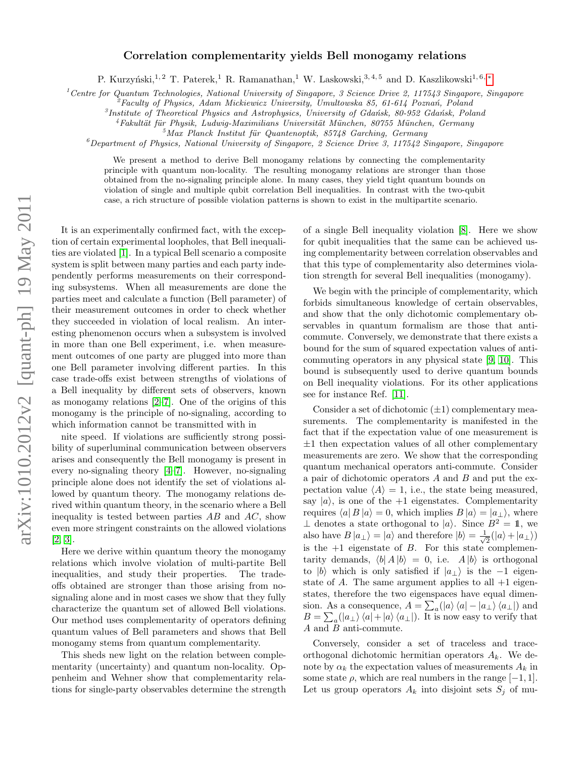# Correlation complementarity yields Bell monogamy relations

P. Kurzyński,[1,2] T. Paterek,[1] R. Ramanathan,[1] W. Laskowski,[3,4,5] and D. Kaszlikowski[1,6,*]

[1]Centre for Quantum Technologies, National University of Singapore, 3 Science Drive 2, 117543 Singapore, Singapore
[2]Faculty of Physics, Adam Mickiewicz University, Umultowska 85, 61-614 Poznań, Poland
[3]Institute of Theoretical Physics and Astrophysics, University of Gdańsk, 80-952 Gdańsk, Poland
[4]Fakultät für Physik, Ludwig-Maximilians Universität München, 80755 München, Germany
[5]Max Planck Institut für Quantenoptik, 85748 Garching, Germany
[6]Department of Physics, National University of Singapore, 2 Science Drive 3, 117542 Singapore, Singapore

We present a method to derive Bell monogamy relations by connecting the complementarity principle with quantum non-locality. The resulting monogamy relations are stronger than those obtained from the no-signaling principle alone. In many cases, they yield tight quantum bounds on violation of single and multiple qubit correlation Bell inequalities. In contrast with the two-qubit case, a rich structure of possible violation patterns is shown to exist in the multipartite scenario.

It is an experimentally confirmed fact, with the exception of certain experimental loopholes, that Bell inequalities are violated [1]. In a typical Bell scenario a composite system is split between many parties and each party independently performs measurements on their corresponding subsystems. When all measurements are done the parties meet and calculate a function (Bell parameter) of their measurement outcomes in order to check whether they succeeded in violation of local realism. An interesting phenomenon occurs when a subsystem is involved in more than one Bell experiment, i.e. when measurement outcomes of one party are plugged into more than one Bell parameter involving different parties. In this case trade-offs exist between strengths of violations of a Bell inequality by different sets of observers, known as monogamy relations [2–7]. One of the origins of this monogamy is the principle of no-signaling, according to which information cannot be transmitted with infinite speed. If violations are sufficiently strong possibility of superluminal communication between observers arises and consequently the Bell monogamy is present in every no-signaling theory [4–7]. However, no-signaling principle alone does not identify the set of violations allowed by quantum theory. The monogamy relations derived within quantum theory, in the scenario where a Bell inequality is tested between parties $AB$ and $AC$, show even more stringent constraints on the allowed violations [2, 3].

Here we derive within quantum theory the monogamy relations which involve violation of multi-partite Bell inequalities, and study their properties. The trade-offs obtained are stronger than those arising from no-signaling alone and in most cases we show that they fully characterize the quantum set of allowed Bell violations. Our method uses complementarity of operators defining quantum values of Bell parameters and shows that Bell monogamy stems from quantum complementarity.

This sheds new light on the relation between complementarity (uncertainty) and quantum non-locality. Oppenheim and Wehner show that complementarity relations for single-party observables determine the strength of a single Bell inequality violation [8]. Here we show for qubit inequalities that the same can be achieved using complementarity between correlation observables and that this type of complementarity also determines violation strength for several Bell inequalities (monogamy).

We begin with the principle of complementarity, which forbids simultaneous knowledge of certain observables, and show that the only dichotomic complementary observables in quantum formalism are those that anti-commute. Conversely, we demonstrate that there exists a bound for the sum of squared expectation values of anti-commuting operators in any physical state [9, 10]. This bound is subsequently used to derive quantum bounds on Bell inequality violations. For its other applications see for instance Ref. [11].

Consider a set of dichotomic ($\pm 1$) complementary measurements. The complementarity is manifested in the fact that if the expectation value of one measurement is $\pm 1$ then expectation values of all other complementary measurements are zero. We show that the corresponding quantum mechanical operators anti-commute. Consider a pair of dichotomic operators $A$ and $B$ and put the expectation value $\langle A \rangle = 1$, i.e., the state being measured, say $|a\rangle$, is one of the $+1$ eigenstates. Complementarity requires $\langle a| B |a\rangle = 0$, which implies $B|a\rangle = |a_\perp\rangle$, where $\perp$ denotes a state orthogonal to $|a\rangle$. Since $B^2 = \mathbb{1}$, we also have $B|a_\perp\rangle = |a\rangle$ and therefore $|b\rangle = \frac{1}{\sqrt{2}}(|a\rangle + |a_\perp\rangle)$ is the $+1$ eigenstate of $B$. For this state complementarity demands, $\langle b| A |b\rangle = 0$, i.e. $A|b\rangle$ is orthogonal to $|b\rangle$ which is only satisfied if $|a_\perp\rangle$ is the $-1$ eigenstate of $A$. The same argument applies to all $+1$ eigenstates, therefore the two eigenspaces have equal dimension. As a consequence, $A = \sum_a (|a\rangle\langle a| - |a_\perp\rangle\langle a_\perp|)$ and $B = \sum_a (|a_\perp\rangle\langle a| + |a\rangle\langle a_\perp|)$. It is now easy to verify that $A$ and $B$ anti-commute.

Conversely, consider a set of traceless and trace-orthogonal dichotomic hermitian operators $A_k$. We denote by $\alpha_k$ the expectation values of measurements $A_k$ in some state $\rho$, which are real numbers in the range $[-1, 1]$. Let us group operators $A_k$ into disjoint sets $S_j$ of mu-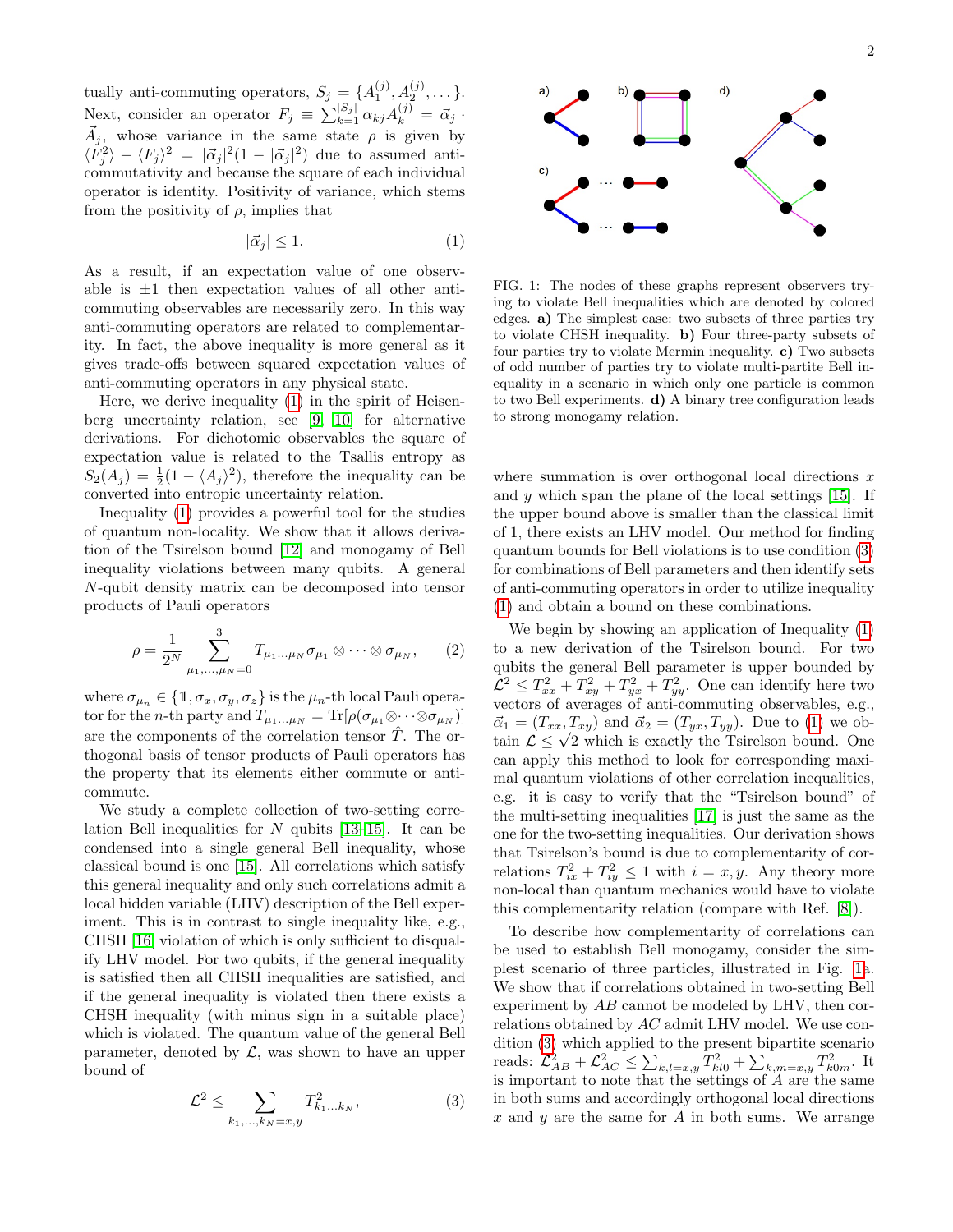tually anti-commuting operators, $S_j = \{A_1^{(j)}, A_2^{(j)}, \dots\}$. Next, consider an operator $F_j \equiv \sum_{k=1}^{|S_j|} \alpha_{kj} A_k^{(j)} = \vec{\alpha}_j \cdot \vec{A}_j$, whose variance in the same state $\rho$ is given by $\langle F_j^2 \rangle - \langle F_j \rangle^2 = |\vec{\alpha}_j|^2(1 - |\vec{\alpha}_j|^2)$ due to assumed anti-commutativity and because the square of each individual operator is identity. Positivity of variance, which stems from the positivity of $\rho$, implies that

$$|\vec{\alpha}_j| \leq 1. \tag{1}$$

As a result, if an expectation value of one observable is $\pm 1$ then expectation values of all other anti-commuting observables are necessarily zero. In this way anti-commuting operators are related to complementarity. In fact, the above inequality is more general as it gives trade-offs between squared expectation values of anti-commuting operators in any physical state.

Here, we derive inequality (1) in the spirit of Heisenberg uncertainty relation, see [9, 10] for alternative derivations. For dichotomic observables the square of expectation value is related to the Tsallis entropy as $S_2(A_j) = \frac{1}{2}(1 - \langle A_j \rangle^2)$, therefore the inequality can be converted into entropic uncertainty relation.

Inequality (1) provides a powerful tool for the studies of quantum non-locality. We show that it allows derivation of the Tsirelson bound [12] and monogamy of Bell inequality violations between many qubits. A general $N$-qubit density matrix can be decomposed into tensor products of Pauli operators

$$\rho = \frac{1}{2^N} \sum_{\mu_1,\dots,\mu_N=0}^{3} T_{\mu_1\dots\mu_N} \sigma_{\mu_1} \otimes \dots \otimes \sigma_{\mu_N}, \tag{2}$$

where $\sigma_{\mu_n} \in \{\mathbb{1}, \sigma_x, \sigma_y, \sigma_z\}$ is the $\mu_n$-th local Pauli operator for the $n$-th party and $T_{\mu_1\dots\mu_N} = \mathrm{Tr}[\rho(\sigma_{\mu_1} \otimes \dots \otimes \sigma_{\mu_N})]$ are the components of the correlation tensor $\hat{T}$. The orthogonal basis of tensor products of Pauli operators has the property that its elements either commute or anti-commute.

We study a complete collection of two-setting correlation Bell inequalities for $N$ qubits [13–15]. It can be condensed into a single general Bell inequality, whose classical bound is one [15]. All correlations which satisfy this general inequality and only such correlations admit a local hidden variable (LHV) description of the Bell experiment. This is in contrast to single inequality like, e.g., CHSH [16] violation of which is only sufficient to disqualify LHV model. For two qubits, if the general inequality is satisfied then all CHSH inequalities are satisfied, and if the general inequality is violated then there exists a CHSH inequality (with minus sign in a suitable place) which is violated. The quantum value of the general Bell parameter, denoted by $\mathcal{L}$, was shown to have an upper bound of

$$\mathcal{L}^2 \leq \sum_{k_1,\dots,k_N=x,y} T_{k_1\dots k_N}^2, \tag{3}$$

FIG. 1: The nodes of these graphs represent observers trying to violate Bell inequalities which are denoted by colored edges. **a)** The simplest case: two subsets of three parties try to violate CHSH inequality. **b)** Four three-party subsets of four parties try to violate Mermin inequality. **c)** Two subsets of odd number of parties try to violate multi-partite Bell inequality in a scenario in which only one particle is common to two Bell experiments. **d)** A binary tree configuration leads to strong monogamy relation.

where summation is over orthogonal local directions $x$ and $y$ which span the plane of the local settings [15]. If the upper bound above is smaller than the classical limit of 1, there exists an LHV model. Our method for finding quantum bounds for Bell violations is to use condition (3) for combinations of Bell parameters and then identify sets of anti-commuting operators in order to utilize inequality (1) and obtain a bound on these combinations.

We begin by showing an application of Inequality (1) to a new derivation of the Tsirelson bound. For two qubits the general Bell parameter is upper bounded by $\mathcal{L}^2 \leq T_{xx}^2 + T_{xy}^2 + T_{yx}^2 + T_{yy}^2$. One can identify here two vectors of averages of anti-commuting observables, e.g., $\vec{\alpha}_1 = (T_{xx}, T_{xy})$ and $\vec{\alpha}_2 = (T_{yx}, T_{yy})$. Due to (1) we obtain $\mathcal{L} \leq \sqrt{2}$ which is exactly the Tsirelson bound. One can apply this method to look for corresponding maximal quantum violations of other correlation inequalities, e.g. it is easy to verify that the "Tsirelson bound" of the multi-setting inequalities [17] is just the same as the one for the two-setting inequalities. Our derivation shows that Tsirelson's bound is due to complementarity of correlations $T_{ix}^2 + T_{iy}^2 \leq 1$ with $i = x, y$. Any theory more non-local than quantum mechanics would have to violate this complementarity relation (compare with Ref. [8]).

To describe how complementarity of correlations can be used to establish Bell monogamy, consider the simplest scenario of three particles, illustrated in Fig. 1a. We show that if correlations obtained in two-setting Bell experiment by $AB$ cannot be modeled by LHV, then correlations obtained by $AC$ admit LHV model. We use condition (3) which applied to the present bipartite scenario reads: $\mathcal{L}_{AB}^2 + \mathcal{L}_{AC}^2 \leq \sum_{k,l=x,y} T_{kl0}^2 + \sum_{k,m=x,y} T_{k0m}^2$. It is important to note that the settings of $A$ are the same in both sums and accordingly orthogonal local directions $x$ and $y$ are the same for $A$ in both sums. We arrange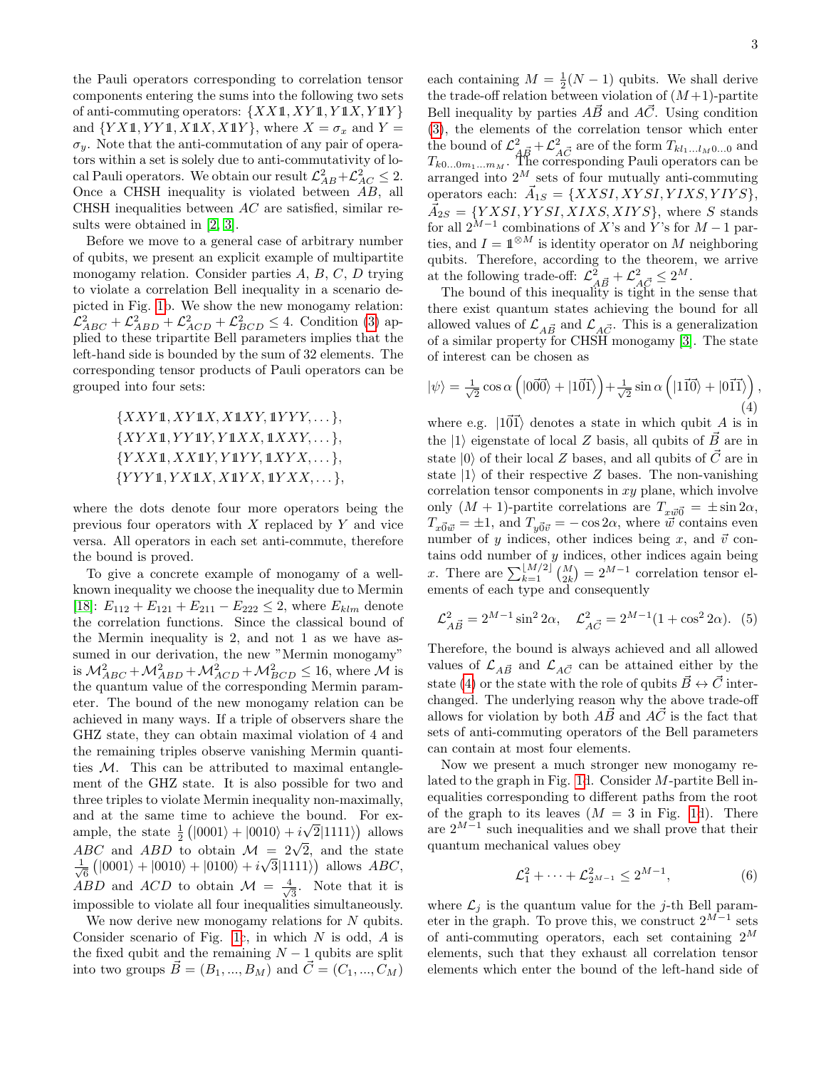the Pauli operators corresponding to correlation tensor components entering the sums into the following two sets of anti-commuting operators: $\{XX\mathbb{1}, XY\mathbb{1}, Y\mathbb{1}X, Y\mathbb{1}Y\}$ and $\{YX\mathbb{1}, YY\mathbb{1}, X\mathbb{1}X, X\mathbb{1}Y\}$, where $X = \sigma_x$ and $Y = \sigma_y$. Note that the anti-commutation of any pair of operators within a set is solely due to anti-commutativity of local Pauli operators. We obtain our result $\mathcal{L}_{AB}^2 + \mathcal{L}_{AC}^2 \leq 2$. Once a CHSH inequality is violated between $AB$, all CHSH inequalities between $AC$ are satisfied, similar results were obtained in [2, 3].

Before we move to a general case of arbitrary number of qubits, we present an explicit example of multipartite monogamy relation. Consider parties $A$, $B$, $C$, $D$ trying to violate a correlation Bell inequality in a scenario depicted in Fig. 1b. We show the new monogamy relation: $\mathcal{L}_{ABC}^2 + \mathcal{L}_{ABD}^2 + \mathcal{L}_{ACD}^2 + \mathcal{L}_{BCD}^2 \leq 4$. Condition (3) applied to these tripartite Bell parameters implies that the left-hand side is bounded by the sum of 32 elements. The corresponding tensor products of Pauli operators can be grouped into four sets:

$$\{XXY\mathbb{1}, XY\mathbb{1}X, X\mathbb{1}XY, \mathbb{1}YYY, \dots\},$$
$$\{XYX\mathbb{1}, YY\mathbb{1}Y, Y\mathbb{1}XX, \mathbb{1}XXY, \dots\},$$
$$\{YXX\mathbb{1}, XX\mathbb{1}Y, Y\mathbb{1}YY, \mathbb{1}XYX, \dots\},$$
$$\{YYY\mathbb{1}, YX\mathbb{1}X, X\mathbb{1}YX, \mathbb{1}YXX, \dots\},$$

where the dots denote four more operators being the previous four operators with $X$ replaced by $Y$ and vice versa. All operators in each set anti-commute, therefore the bound is proved.

To give a concrete example of monogamy of a well-known inequality we choose the inequality due to Mermin [18]: $E_{112} + E_{121} + E_{211} - E_{222} \leq 2$, where $E_{klm}$ denote the correlation functions. Since the classical bound of the Mermin inequality is 2, and not 1 as we have assumed in our derivation, the new "Mermin monogamy" is $\mathcal{M}_{ABC}^2 + \mathcal{M}_{ABD}^2 + \mathcal{M}_{ACD}^2 + \mathcal{M}_{BCD}^2 \leq 16$, where $\mathcal{M}$ is the quantum value of the corresponding Mermin parameter. The bound of the new monogamy relation can be achieved in many ways. If a triple of observers share the GHZ state, they can obtain maximal violation of 4 and the remaining triples observe vanishing Mermin quantities $\mathcal{M}$. This can be attributed to maximal entanglement of the GHZ state. It is also possible for two and three triples to violate Mermin inequality non-maximally, and at the same time to achieve the bound. For example, the state $\frac{1}{2}\left(|0001\rangle + |0010\rangle + i\sqrt{2}|1111\rangle\right)$ allows $ABC$ and $ABD$ to obtain $\mathcal{M} = 2\sqrt{2}$, and the state $\frac{1}{\sqrt{6}}\left(|0001\rangle + |0010\rangle + |0100\rangle + i\sqrt{3}|1111\rangle\right)$ allows $ABC$, $ABD$ and $ACD$ to obtain $\mathcal{M} = \frac{4}{\sqrt{3}}$. Note that it is impossible to violate all four inequalities simultaneously.

We now derive new monogamy relations for $N$ qubits. Consider scenario of Fig. 1c, in which $N$ is odd, $A$ is the fixed qubit and the remaining $N-1$ qubits are split into two groups $\vec{B} = (B_1, ..., B_M)$ and $\vec{C} = (C_1, ..., C_M)$ each containing $M = \frac{1}{2}(N-1)$ qubits. We shall derive the trade-off relation between violation of $(M+1)$-partite Bell inequality by parties $A\vec{B}$ and $A\vec{C}$. Using condition (3), the elements of the correlation tensor which enter the bound of $\mathcal{L}_{A\vec{B}}^2 + \mathcal{L}_{A\vec{C}}^2$ are of the form $T_{kl_1...l_M0...0}$ and $T_{k0...0m_1...m_M}$. The corresponding Pauli operators can be arranged into $2^M$ sets of four mutually anti-commuting operators each: $\vec{A}_{1S} = \{XXSI, XYSI, YIXS, YIYS\}$, $\vec{A}_{2S} = \{YXSI, YYSI, XIXS, XIYS\}$, where $S$ stands for all $2^{M-1}$ combinations of $X$'s and $Y$'s for $M-1$ parties, and $I = \mathbb{1}^{\otimes M}$ is identity operator on $M$ neighboring qubits. Therefore, according to the theorem, we arrive at the following trade-off: $\mathcal{L}_{A\vec{B}}^2 + \mathcal{L}_{A\vec{C}}^2 \leq 2^M$.

The bound of this inequality is tight in the sense that there exist quantum states achieving the bound for all allowed values of $\mathcal{L}_{A\vec{B}}$ and $\mathcal{L}_{A\vec{C}}$. This is a generalization of a similar property for CHSH monogamy [3]. The state of interest can be chosen as

$$|\psi\rangle = \tfrac{1}{\sqrt{2}}\cos\alpha\left(|0\vec{0}\vec{0}\rangle + |1\vec{0}\vec{1}\rangle\right) + \tfrac{1}{\sqrt{2}}\sin\alpha\left(|1\vec{1}\vec{0}\rangle + |0\vec{1}\vec{1}\rangle\right), \tag{4}$$

where e.g. $|1\vec{0}\vec{1}\rangle$ denotes a state in which qubit $A$ is in the $|1\rangle$ eigenstate of local $Z$ basis, all qubits of $\vec{B}$ are in state $|0\rangle$ of their local $Z$ bases, and all qubits of $\vec{C}$ are in state $|1\rangle$ of their respective $Z$ bases. The non-vanishing correlation tensor components in $xy$ plane, which involve only $(M+1)$-partite correlations are $T_{x\vec{w}\vec{0}} = \pm\sin 2\alpha$, $T_{x\vec{0}\vec{w}} = \pm 1$, and $T_{y\vec{0}\vec{v}} = -\cos 2\alpha$, where $\vec{w}$ contains even number of $y$ indices, other indices being $x$, and $\vec{v}$ contains odd number of $y$ indices, other indices again being $x$. There are $\sum_{k=1}^{\lfloor M/2 \rfloor}\binom{M}{2k} = 2^{M-1}$ correlation tensor elements of each type and consequently

$$\mathcal{L}_{A\vec{B}}^2 = 2^{M-1}\sin^2 2\alpha, \quad \mathcal{L}_{A\vec{C}}^2 = 2^{M-1}(1 + \cos^2 2\alpha). \tag{5}$$

Therefore, the bound is always achieved and all allowed values of $\mathcal{L}_{A\vec{B}}$ and $\mathcal{L}_{A\vec{C}}$ can be attained by the state (4) or the state with the role of qubits $\vec{B} \leftrightarrow \vec{C}$ interchanged. The underlying reason why the above trade-off allows for violation by both $A\vec{B}$ and $A\vec{C}$ is the fact that sets of anti-commuting operators of the Bell parameters can contain at most four elements.

Now we present a much stronger new monogamy relation related to the graph in Fig. 1d. Consider $M$-partite Bell inequalities corresponding to different paths from the root of the graph to its leaves ($M = 3$ in Fig. 1d). There are $2^{M-1}$ such inequalities and we shall prove that their quantum mechanical values obey

$$\mathcal{L}_1^2 + \dots + \mathcal{L}_{2^{M-1}}^2 \leq 2^{M-1}, \tag{6}$$

where $\mathcal{L}_j$ is the quantum value for the $j$-th Bell parameter in the graph. To prove this, we construct $2^{M-1}$ sets of anti-commuting operators, each set containing $2^M$ elements, such that they exhaust all correlation tensor elements which enter the bound of the left-hand side of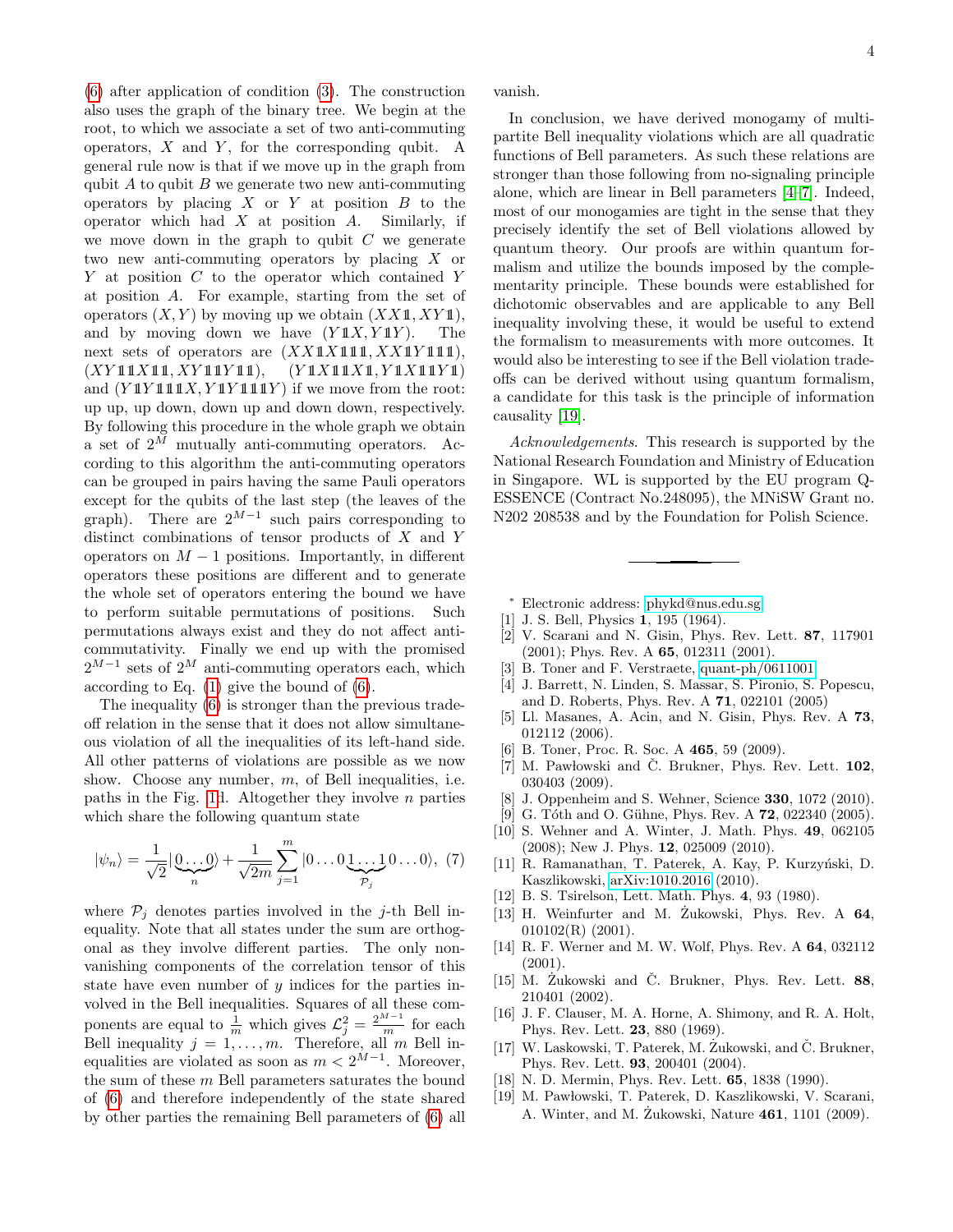(6) after application of condition (3). The construction also uses the graph of the binary tree. We begin at the root, to which we associate a set of two anti-commuting operators, $X$ and $Y$, for the corresponding qubit. A general rule now is that if we move up in the graph from qubit $A$ to qubit $B$ we generate two new anti-commuting operators by placing $X$ or $Y$ at position $B$ to the operator which had $X$ at position $A$. Similarly, if we move down in the graph to qubit $C$ we generate two new anti-commuting operators by placing $X$ or $Y$ at position $C$ to the operator which contained $Y$ at position $A$. For example, starting from the set of operators $(X, Y)$ by moving up we obtain $(XX\mathbb{1}, XY\mathbb{1})$, and by moving down we have $(Y\mathbb{1}X, Y\mathbb{1}Y)$. The next sets of operators are $(XX\mathbb{1}X\mathbb{1}\mathbb{1}\mathbb{1}, XX\mathbb{1}Y\mathbb{1}\mathbb{1}\mathbb{1})$, $(XY\mathbb{1}\mathbb{1}X\mathbb{1}\mathbb{1}, XY\mathbb{1}\mathbb{1}Y\mathbb{1}\mathbb{1})$, $(Y\mathbb{1}X\mathbb{1}\mathbb{1}X\mathbb{1}, Y\mathbb{1}X\mathbb{1}\mathbb{1}Y\mathbb{1})$ and $(Y\mathbb{1}Y\mathbb{1}\mathbb{1}\mathbb{1}X, Y\mathbb{1}Y\mathbb{1}\mathbb{1}\mathbb{1}Y)$ if we move from the root: up up, up down, down up and down down, respectively. By following this procedure in the whole graph we obtain a set of $2^M$ mutually anti-commuting operators. According to this algorithm the anti-commuting operators can be grouped in pairs having the same Pauli operators except for the qubits of the last step (the leaves of the graph). There are $2^{M-1}$ such pairs corresponding to distinct combinations of tensor products of $X$ and $Y$ operators on $M-1$ positions. Importantly, in different operators these positions are different and to generate the whole set of operators entering the bound we have to perform suitable permutations of positions. Such permutations always exist and they do not affect anti-commutativity. Finally we end up with the promised $2^{M-1}$ sets of $2^M$ anti-commuting operators each, which according to Eq. (1) give the bound of (6).

The inequality (6) is stronger than the previous trade-off relation in the sense that it does not allow simultaneous violation of all the inequalities of its left-hand side. All other patterns of violations are possible as we now show. Choose any number, $m$, of Bell inequalities, i.e. paths in the Fig. 1d. Altogether they involve $n$ parties which share the following quantum state

$$|\psi_n\rangle = \frac{1}{\sqrt{2}}|\underbrace{0\dots0}_{n}\rangle + \frac{1}{\sqrt{2m}}\sum_{j=1}^{m}|0\dots0\underbrace{1\dots1}_{\mathcal{P}_j}0\dots0\rangle, \quad (7)$$

where $\mathcal{P}_j$ denotes parties involved in the $j$-th Bell inequality. Note that all states under the sum are orthogonal as they involve different parties. The only non-vanishing components of the correlation tensor of this state have even number of $y$ indices for the parties involved in the Bell inequalities. Squares of all these components are equal to $\frac{1}{m}$ which gives $\mathcal{L}_j^2 = \frac{2^{M-1}}{m}$ for each Bell inequality $j = 1,\dots,m$. Therefore, all $m$ Bell inequalities are violated as soon as $m < 2^{M-1}$. Moreover, the sum of these $m$ Bell parameters saturates the bound of (6) and therefore independently of the state shared by other parties the remaining Bell parameters of (6) all vanish.

In conclusion, we have derived monogamy of multipartite Bell inequality violations which are all quadratic functions of Bell parameters. As such these relations are stronger than those following from no-signaling principle alone, which are linear in Bell parameters [4–7]. Indeed, most of our monogamies are tight in the sense that they precisely identify the set of Bell violations allowed by quantum theory. Our proofs are within quantum formalism and utilize the bounds imposed by the complementarity principle. These bounds were established for dichotomic observables and are applicable to any Bell inequality involving these, it would be useful to extend the formalism to measurements with more outcomes. It would also be interesting to see if the Bell violation trade-offs can be derived without using quantum formalism, a candidate for this task is the principle of information causality [19].

*Acknowledgements*. This research is supported by the National Research Foundation and Ministry of Education in Singapore. WL is supported by the EU program Q-ESSENCE (Contract No.248095), the MNiSW Grant no. N202 208538 and by the Foundation for Polish Science.

---

\* Electronic address: phykd@nus.edu.sg

[1] J. S. Bell, Physics **1**, 195 (1964).

[2] V. Scarani and N. Gisin, Phys. Rev. Lett. **87**, 117901 (2001); Phys. Rev. A **65**, 012311 (2001).

[3] B. Toner and F. Verstraete, quant-ph/0611001.

[4] J. Barrett, N. Linden, S. Massar, S. Pironio, S. Popescu, and D. Roberts, Phys. Rev. A **71**, 022101 (2005)

[5] Ll. Masanes, A. Acin, and N. Gisin, Phys. Rev. A **73**, 012112 (2006).

[6] B. Toner, Proc. R. Soc. A **465**, 59 (2009).

[7] M. Pawłowski and Č. Brukner, Phys. Rev. Lett. **102**, 030403 (2009).

[8] J. Oppenheim and S. Wehner, Science **330**, 1072 (2010).

[9] G. Tóth and O. Gühne, Phys. Rev. A **72**, 022340 (2005).

[10] S. Wehner and A. Winter, J. Math. Phys. **49**, 062105 (2008); New J. Phys. **12**, 025009 (2010).

[11] R. Ramanathan, T. Paterek, A. Kay, P. Kurzyński, D. Kaszlikowski, arXiv:1010.2016 (2010).

[12] B. S. Tsirelson, Lett. Math. Phys. **4**, 93 (1980).

[13] H. Weinfurter and M. Żukowski, Phys. Rev. A **64**, 010102(R) (2001).

[14] R. F. Werner and M. W. Wolf, Phys. Rev. A **64**, 032112 (2001).

[15] M. Żukowski and Č. Brukner, Phys. Rev. Lett. **88**, 210401 (2002).

[16] J. F. Clauser, M. A. Horne, A. Shimony, and R. A. Holt, Phys. Rev. Lett. **23**, 880 (1969).

[17] W. Laskowski, T. Paterek, M. Żukowski, and Č. Brukner, Phys. Rev. Lett. **93**, 200401 (2004).

[18] N. D. Mermin, Phys. Rev. Lett. **65**, 1838 (1990).

[19] M. Pawłowski, T. Paterek, D. Kaszlikowski, V. Scarani, A. Winter, and M. Żukowski, Nature **461**, 1101 (2009).